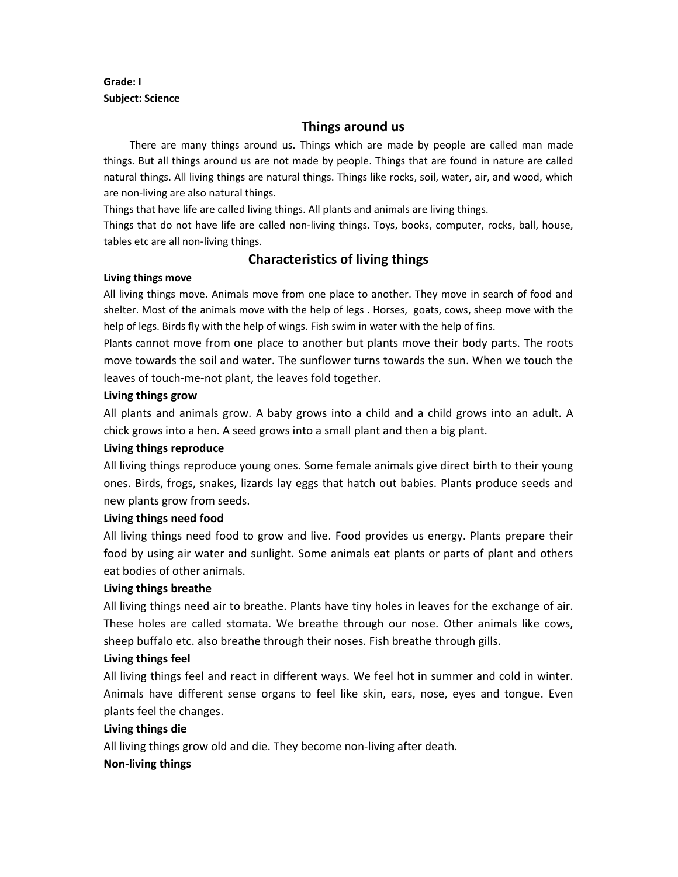**Grade: I**
**Subject: Science**

# Things around us

There are many things around us. Things which are made by people are called man made things. But all things around us are not made by people. Things that are found in nature are called natural things. All living things are natural things. Things like rocks, soil, water, air, and wood, which are non-living are also natural things.

Things that have life are called living things. All plants and animals are living things.

Things that do not have life are called non-living things. Toys, books, computer, rocks, ball, house, tables etc are all non-living things.

## Characteristics of living things

**Living things move**

All living things move. Animals move from one place to another. They move in search of food and shelter. Most of the animals move with the help of legs . Horses, goats, cows, sheep move with the help of legs. Birds fly with the help of wings. Fish swim in water with the help of fins.

Plants cannot move from one place to another but plants move their body parts. The roots move towards the soil and water. The sunflower turns towards the sun. When we touch the leaves of touch-me-not plant, the leaves fold together.

**Living things grow**

All plants and animals grow. A baby grows into a child and a child grows into an adult. A chick grows into a hen. A seed grows into a small plant and then a big plant.

**Living things reproduce**

All living things reproduce young ones. Some female animals give direct birth to their young ones. Birds, frogs, snakes, lizards lay eggs that hatch out babies. Plants produce seeds and new plants grow from seeds.

**Living things need food**

All living things need food to grow and live. Food provides us energy. Plants prepare their food by using air water and sunlight. Some animals eat plants or parts of plant and others eat bodies of other animals.

**Living things breathe**

All living things need air to breathe. Plants have tiny holes in leaves for the exchange of air. These holes are called stomata. We breathe through our nose. Other animals like cows, sheep buffalo etc. also breathe through their noses. Fish breathe through gills.

**Living things feel**

All living things feel and react in different ways. We feel hot in summer and cold in winter. Animals have different sense organs to feel like skin, ears, nose, eyes and tongue. Even plants feel the changes.

**Living things die**

All living things grow old and die. They become non-living after death.

**Non-living things**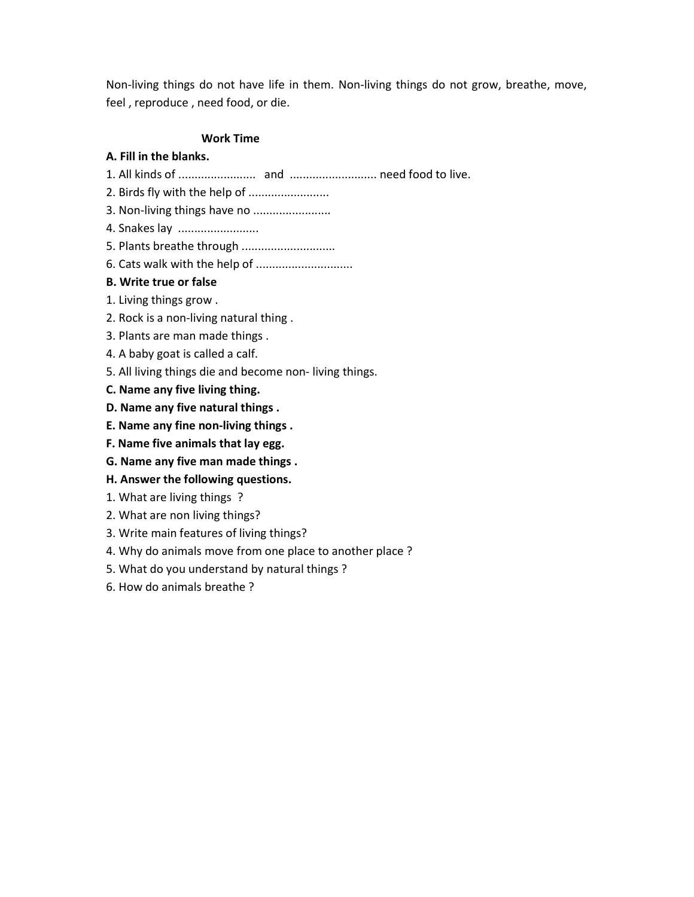Non-living things do not have life in them. Non-living things do not grow, breathe, move, feel , reproduce , need food, or die.

**Work Time**

**A. Fill in the blanks.**

1. All kinds of ........................ and ........................... need food to live.
2. Birds fly with the help of .........................
3. Non-living things have no ........................
4. Snakes lay .........................
5. Plants breathe through .............................
6. Cats walk with the help of .............................

**B. Write true or false**

1. Living things grow .
2. Rock is a non-living natural thing .
3. Plants are man made things .
4. A baby goat is called a calf.
5. All living things die and become non- living things.

**C. Name any five living thing.**

**D. Name any five natural things .**

**E. Name any fine non-living things .**

**F. Name five animals that lay egg.**

**G. Name any five man made things .**

**H. Answer the following questions.**

1. What are living things ?
2. What are non living things?
3. Write main features of living things?
4. Why do animals move from one place to another place ?
5. What do you understand by natural things ?
6. How do animals breathe ?